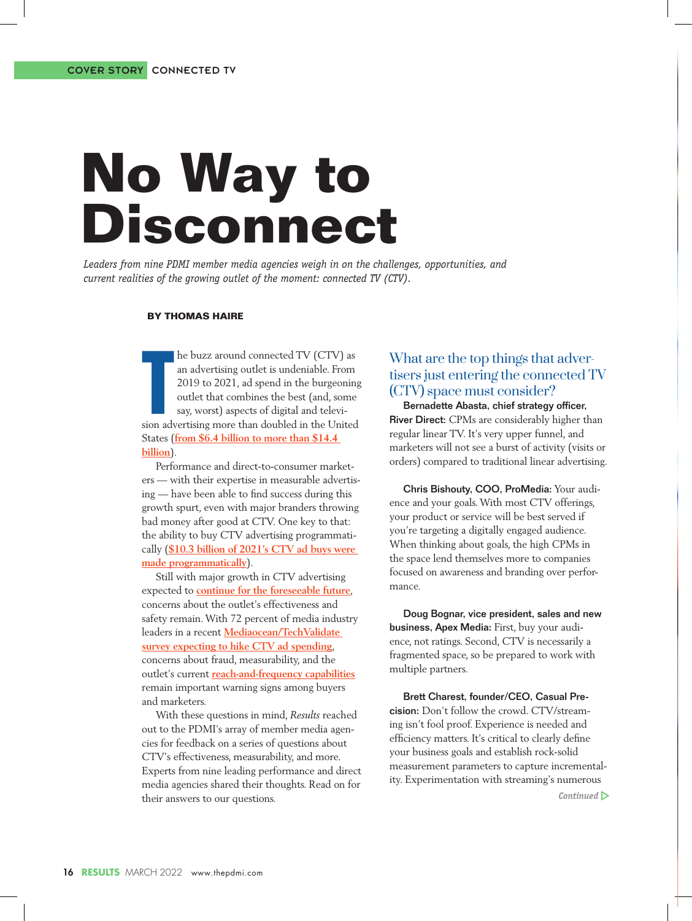COVER STORY CONNECTED TV

# No Way to Disconnect

*Leaders from nine PDMI member media agencies weigh in on the challenges, opportunities, and current realities of the growing outlet of the moment: connected TV (CTV).*

**BY THOMAS HAIRE**

The buzz around connected TV (CTV) as an advertising outlet is undeniable. From 2019 to 2021, ad spend in the burgeoning outlet that combines the best (and, some say, worst) aspects of digital and television advertising more than doubled in the United States (from $6.4 billion to more than $14.4 billion).

Performance and direct-to-consumer marketers — with their expertise in measurable advertising — have been able to find success during this growth spurt, even with major branders throwing bad money after good at CTV. One key to that: the ability to buy CTV advertising programmatically ($10.3 billion of 2021's CTV ad buys were made programmatically).

Still with major growth in CTV advertising expected to continue for the foreseeable future, concerns about the outlet's effectiveness and safety remain. With 72 percent of media industry leaders in a recent Mediaocean/TechValidate survey expecting to hike CTV ad spending, concerns about fraud, measurability, and the outlet's current reach-and-frequency capabilities remain important warning signs among buyers and marketers.

With these questions in mind, *Results* reached out to the PDMI's array of member media agencies for feedback on a series of questions about CTV's effectiveness, measurability, and more. Experts from nine leading performance and direct media agencies shared their thoughts. Read on for their answers to our questions.

## What are the top things that advertisers just entering the connected TV (CTV) space must consider?

**Bernadette Abasta, chief strategy officer, River Direct:** CPMs are considerably higher than regular linear TV. It's very upper funnel, and marketers will not see a burst of activity (visits or orders) compared to traditional linear advertising.

**Chris Bishouty, COO, ProMedia:** Your audience and your goals. With most CTV offerings, your product or service will be best served if you're targeting a digitally engaged audience. When thinking about goals, the high CPMs in the space lend themselves more to companies focused on awareness and branding over performance.

**Doug Bognar, vice president, sales and new business, Apex Media:** First, buy your audience, not ratings. Second, CTV is necessarily a fragmented space, so be prepared to work with multiple partners.

**Brett Charest, founder/CEO, Casual Precision:** Don't follow the crowd. CTV/streaming isn't fool proof. Experience is needed and efficiency matters. It's critical to clearly define your business goals and establish rock-solid measurement parameters to capture incrementality. Experimentation with streaming's numerous

*Continued*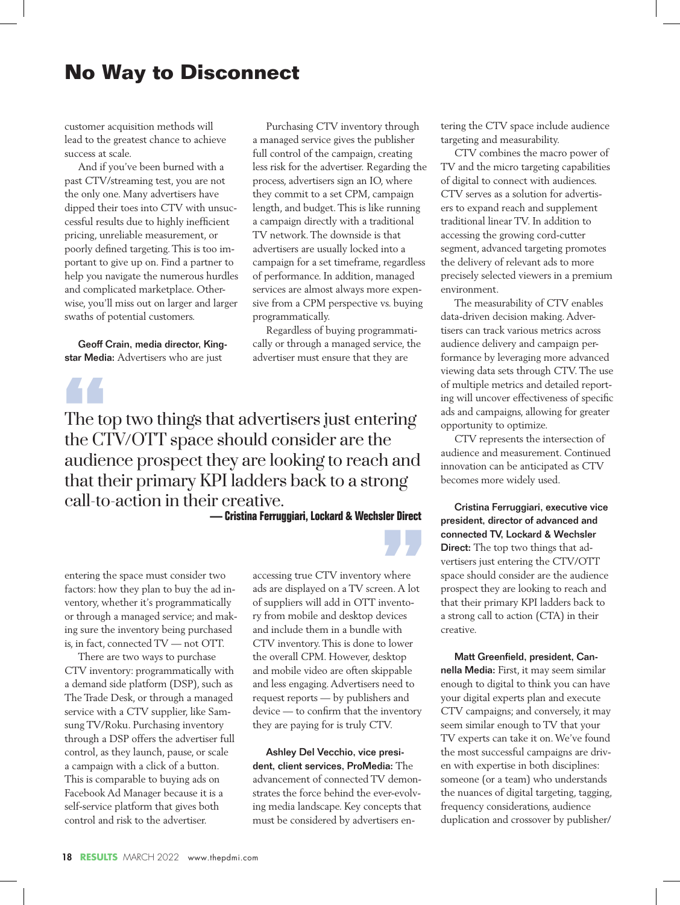# No Way to Disconnect

customer acquisition methods will lead to the greatest chance to achieve success at scale.

And if you've been burned with a past CTV/streaming test, you are not the only one. Many advertisers have dipped their toes into CTV with unsuccessful results due to highly inefficient pricing, unreliable measurement, or poorly defined targeting. This is too important to give up on. Find a partner to help you navigate the numerous hurdles and complicated marketplace. Otherwise, you'll miss out on larger and larger swaths of potential customers.

**Geoff Crain, media director, Kingstar Media:** Advertisers who are just entering the space must consider two factors: how they plan to buy the ad inventory, whether it's programmatically or through a managed service; and making sure the inventory being purchased is, in fact, connected TV — not OTT.

There are two ways to purchase CTV inventory: programmatically with a demand side platform (DSP), such as The Trade Desk, or through a managed service with a CTV supplier, like Samsung TV/Roku. Purchasing inventory through a DSP offers the advertiser full control, as they launch, pause, or scale a campaign with a click of a button. This is comparable to buying ads on Facebook Ad Manager because it is a self-service platform that gives both control and risk to the advertiser.

Purchasing CTV inventory through a managed service gives the publisher full control of the campaign, creating less risk for the advertiser. Regarding the process, advertisers sign an IO, where they commit to a set CPM, campaign length, and budget. This is like running a campaign directly with a traditional TV network. The downside is that advertisers are usually locked into a campaign for a set timeframe, regardless of performance. In addition, managed services are almost always more expensive from a CPM perspective vs. buying programmatically.

Regardless of buying programmatically or through a managed service, the advertiser must ensure that they are accessing true CTV inventory where ads are displayed on a TV screen. A lot of suppliers will add in OTT inventory from mobile and desktop devices and include them in a bundle with CTV inventory. This is done to lower the overall CPM. However, desktop and mobile video are often skippable and less engaging. Advertisers need to request reports — by publishers and device — to confirm that the inventory they are paying for is truly CTV.

> The top two things that advertisers just entering the CTV/OTT space should consider are the audience prospect they are looking to reach and that their primary KPI ladders back to a strong call-to-action in their creative.
>
> **— Cristina Ferruggiari, Lockard & Wechsler Direct**

**Ashley Del Vecchio, vice president, client services, ProMedia:** The advancement of connected TV demonstrates the force behind the ever-evolving media landscape. Key concepts that must be considered by advertisers entering the CTV space include audience targeting and measurability.

CTV combines the macro power of TV and the micro targeting capabilities of digital to connect with audiences. CTV serves as a solution for advertisers to expand reach and supplement traditional linear TV. In addition to accessing the growing cord-cutter segment, advanced targeting promotes the delivery of relevant ads to more precisely selected viewers in a premium environment.

The measurability of CTV enables data-driven decision making. Advertisers can track various metrics across audience delivery and campaign performance by leveraging more advanced viewing data sets through CTV. The use of multiple metrics and detailed reporting will uncover effectiveness of specific ads and campaigns, allowing for greater opportunity to optimize.

CTV represents the intersection of audience and measurement. Continued innovation can be anticipated as CTV becomes more widely used.

**Cristina Ferruggiari, executive vice president, director of advanced and connected TV, Lockard & Wechsler Direct:** The top two things that advertisers just entering the CTV/OTT space should consider are the audience prospect they are looking to reach and that their primary KPI ladders back to a strong call to action (CTA) in their creative.

**Matt Greenfield, president, Cannella Media:** First, it may seem similar enough to digital to think you can have your digital experts plan and execute CTV campaigns; and conversely, it may seem similar enough to TV that your TV experts can take it on. We've found the most successful campaigns are driven with expertise in both disciplines: someone (or a team) who understands the nuances of digital targeting, tagging, frequency considerations, audience duplication and crossover by publisher/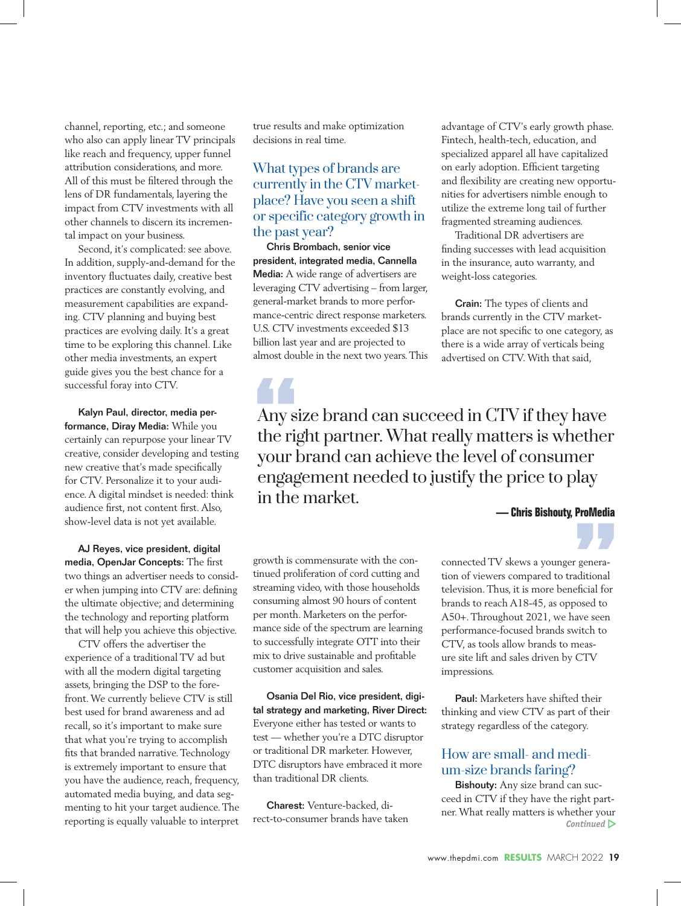channel, reporting, etc.; and someone who also can apply linear TV principals like reach and frequency, upper funnel attribution considerations, and more. All of this must be filtered through the lens of DR fundamentals, layering the impact from CTV investments with all other channels to discern its incremental impact on your business.

Second, it's complicated: see above. In addition, supply-and-demand for the inventory fluctuates daily, creative best practices are constantly evolving, and measurement capabilities are expanding. CTV planning and buying best practices are evolving daily. It's a great time to be exploring this channel. Like other media investments, an expert guide gives you the best chance for a successful foray into CTV.

**Kalyn Paul, director, media performance, Diray Media:** While you certainly can repurpose your linear TV creative, consider developing and testing new creative that's made specifically for CTV. Personalize it to your audience. A digital mindset is needed: think audience first, not content first. Also, show-level data is not yet available.

**AJ Reyes, vice president, digital media, OpenJar Concepts:** The first two things an advertiser needs to consider when jumping into CTV are: defining the ultimate objective; and determining the technology and reporting platform that will help you achieve this objective.

CTV offers the advertiser the experience of a traditional TV ad but with all the modern digital targeting assets, bringing the DSP to the forefront. We currently believe CTV is still best used for brand awareness and ad recall, so it's important to make sure that what you're trying to accomplish fits that branded narrative. Technology is extremely important to ensure that you have the audience, reach, frequency, automated media buying, and data segmenting to hit your target audience. The reporting is equally valuable to interpret true results and make optimization decisions in real time.

## What types of brands are currently in the CTV marketplace? Have you seen a shift or specific category growth in the past year?

**Chris Brombach, senior vice president, integrated media, Cannella Media:** A wide range of advertisers are leveraging CTV advertising – from larger, general-market brands to more performance-centric direct response marketers. U.S. CTV investments exceeded $13 billion last year and are projected to almost double in the next two years. This growth is commensurate with the continued proliferation of cord cutting and streaming video, with those households consuming almost 90 hours of content per month. Marketers on the performance side of the spectrum are learning to successfully integrate OTT into their mix to drive sustainable and profitable customer acquisition and sales.

**Osania Del Rio, vice president, digital strategy and marketing, River Direct:** Everyone either has tested or wants to test — whether you're a DTC disruptor or traditional DR marketer. However, DTC disruptors have embraced it more than traditional DR clients.

**Charest:** Venture-backed, direct-to-consumer brands have taken advantage of CTV's early growth phase. Fintech, health-tech, education, and specialized apparel all have capitalized on early adoption. Efficient targeting and flexibility are creating new opportunities for advertisers nimble enough to utilize the extreme long tail of further fragmented streaming audiences.

Traditional DR advertisers are finding successes with lead acquisition in the insurance, auto warranty, and weight-loss categories.

**Crain:** The types of clients and brands currently in the CTV marketplace are not specific to one category, as there is a wide array of verticals being advertised on CTV. With that said, connected TV skews a younger generation of viewers compared to traditional television. Thus, it is more beneficial for brands to reach A18-45, as opposed to A50+. Throughout 2021, we have seen performance-focused brands switch to CTV, as tools allow brands to measure site lift and sales driven by CTV impressions.

**Paul:** Marketers have shifted their thinking and view CTV as part of their strategy regardless of the category.

> "Any size brand can succeed in CTV if they have the right partner. What really matters is whether your brand can achieve the level of consumer engagement needed to justify the price to play in the market."
>
> — Chris Bishouty, ProMedia

## How are small- and medium-size brands faring?

**Bishouty:** Any size brand can succeed in CTV if they have the right partner. What really matters is whether your

*Continued ▷*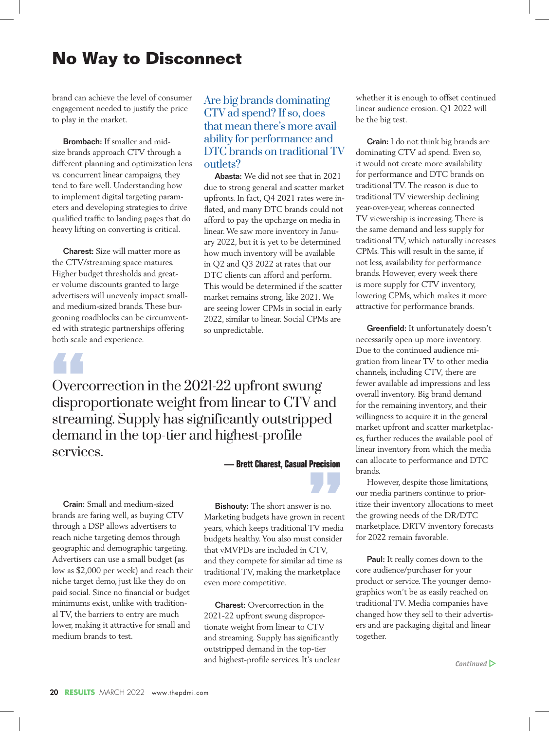# No Way to Disconnect

brand can achieve the level of consumer engagement needed to justify the price to play in the market.

**Brombach:** If smaller and mid-size brands approach CTV through a different planning and optimization lens vs. concurrent linear campaigns, they tend to fare well. Understanding how to implement digital targeting parameters and developing strategies to drive qualified traffic to landing pages that do heavy lifting on converting is critical.

**Charest:** Size will matter more as the CTV/streaming space matures. Higher budget thresholds and greater volume discounts granted to large advertisers will unevenly impact small- and medium-sized brands. These burgeoning roadblocks can be circumvented with strategic partnerships offering both scale and experience.

**Crain:** Small and medium-sized brands are faring well, as buying CTV through a DSP allows advertisers to reach niche targeting demos through geographic and demographic targeting. Advertisers can use a small budget (as low as $2,000 per week) and reach their niche target demo, just like they do on paid social. Since no financial or budget minimums exist, unlike with traditional TV, the barriers to entry are much lower, making it attractive for small and medium brands to test.

## Are big brands dominating CTV ad spend? If so, does that mean there's more availability for performance and DTC brands on traditional TV outlets?

**Abasta:** We did not see that in 2021 due to strong general and scatter market upfronts. In fact, Q4 2021 rates were inflated, and many DTC brands could not afford to pay the upcharge on media in linear. We saw more inventory in January 2022, but it is yet to be determined how much inventory will be available in Q2 and Q3 2022 at rates that our DTC clients can afford and perform. This would be determined if the scatter market remains strong, like 2021. We are seeing lower CPMs in social in early 2022, similar to linear. Social CPMs are so unpredictable.

> Overcorrection in the 2021-22 upfront swung disproportionate weight from linear to CTV and streaming. Supply has significantly outstripped demand in the top-tier and highest-profile services.
>
> **— Brett Charest, Casual Precision**

**Bishouty:** The short answer is no. Marketing budgets have grown in recent years, which keeps traditional TV media budgets healthy. You also must consider that vMVPDs are included in CTV, and they compete for similar ad time as traditional TV, making the marketplace even more competitive.

**Charest:** Overcorrection in the 2021-22 upfront swung disproportionate weight from linear to CTV and streaming. Supply has significantly outstripped demand in the top-tier and highest-profile services. It's unclear whether it is enough to offset continued linear audience erosion. Q1 2022 will be the big test.

**Crain:** I do not think big brands are dominating CTV ad spend. Even so, it would not create more availability for performance and DTC brands on traditional TV. The reason is due to traditional TV viewership declining year-over-year, whereas connected TV viewership is increasing. There is the same demand and less supply for traditional TV, which naturally increases CPMs. This will result in the same, if not less, availability for performance brands. However, every week there is more supply for CTV inventory, lowering CPMs, which makes it more attractive for performance brands.

**Greenfield:** It unfortunately doesn't necessarily open up more inventory. Due to the continued audience migration from linear TV to other media channels, including CTV, there are fewer available ad impressions and less overall inventory. Big brand demand for the remaining inventory, and their willingness to acquire it in the general market upfront and scatter marketplaces, further reduces the available pool of linear inventory from which the media can allocate to performance and DTC brands.

However, despite those limitations, our media partners continue to prioritize their inventory allocations to meet the growing needs of the DR/DTC marketplace. DRTV inventory forecasts for 2022 remain favorable.

**Paul:** It really comes down to the core audience/purchaser for your product or service. The younger demographics won't be as easily reached on traditional TV. Media companies have changed how they sell to their advertisers and are packaging digital and linear together.

*Continued*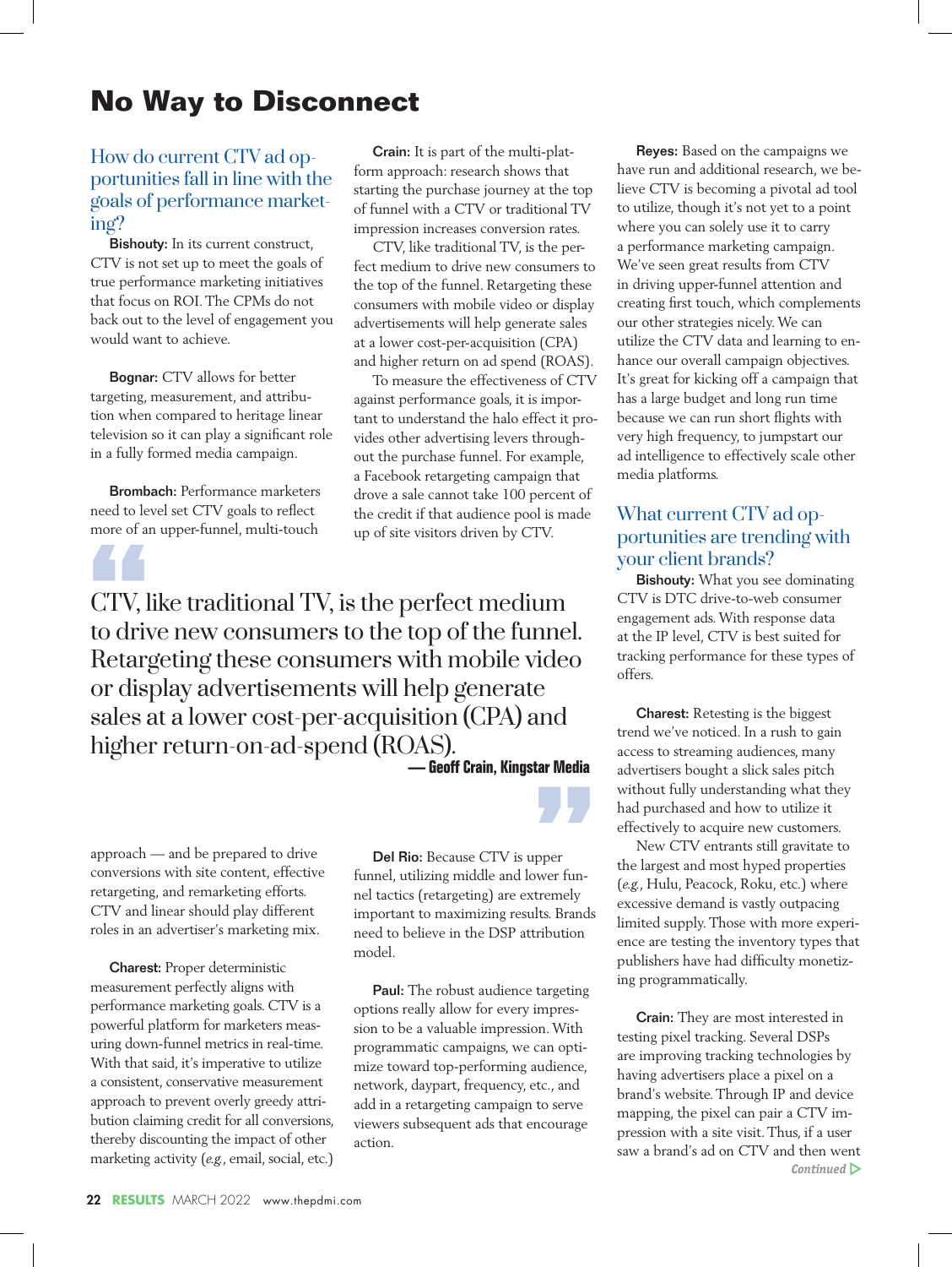# No Way to Disconnect

## How do current CTV ad opportunities fall in line with the goals of performance marketing?

**Bishouty:** In its current construct, CTV is not set up to meet the goals of true performance marketing initiatives that focus on ROI. The CPMs do not back out to the level of engagement you would want to achieve.

**Bognar:** CTV allows for better targeting, measurement, and attribution when compared to heritage linear television so it can play a significant role in a fully formed media campaign.

**Brombach:** Performance marketers need to level set CTV goals to reflect more of an upper-funnel, multi-touch approach — and be prepared to drive conversions with site content, effective retargeting, and remarketing efforts. CTV and linear should play different roles in an advertiser's marketing mix.

**Charest:** Proper deterministic measurement perfectly aligns with performance marketing goals. CTV is a powerful platform for marketers measuring down-funnel metrics in real-time. With that said, it's imperative to utilize a consistent, conservative measurement approach to prevent overly greedy attribution claiming credit for all conversions, thereby discounting the impact of other marketing activity (*e.g.*, email, social, etc.)

**Crain:** It is part of the multi-platform approach: research shows that starting the purchase journey at the top of funnel with a CTV or traditional TV impression increases conversion rates.

CTV, like traditional TV, is the perfect medium to drive new consumers to the top of the funnel. Retargeting these consumers with mobile video or display advertisements will help generate sales at a lower cost-per-acquisition (CPA) and higher return on ad spend (ROAS).

To measure the effectiveness of CTV against performance goals, it is important to understand the halo effect it provides other advertising levers throughout the purchase funnel. For example, a Facebook retargeting campaign that drove a sale cannot take 100 percent of the credit if that audience pool is made up of site visitors driven by CTV.

> CTV, like traditional TV, is the perfect medium to drive new consumers to the top of the funnel. Retargeting these consumers with mobile video or display advertisements will help generate sales at a lower cost-per-acquisition (CPA) and higher return-on-ad-spend (ROAS).
>
> **— Geoff Crain, Kingstar Media**

**Del Rio:** Because CTV is upper funnel, utilizing middle and lower funnel tactics (retargeting) are extremely important to maximizing results. Brands need to believe in the DSP attribution model.

**Paul:** The robust audience targeting options really allow for every impression to be a valuable impression. With programmatic campaigns, we can optimize toward top-performing audience, network, daypart, frequency, etc., and add in a retargeting campaign to serve viewers subsequent ads that encourage action.

**Reyes:** Based on the campaigns we have run and additional research, we believe CTV is becoming a pivotal ad tool to utilize, though it's not yet to a point where you can solely use it to carry a performance marketing campaign. We've seen great results from CTV in driving upper-funnel attention and creating first touch, which complements our other strategies nicely. We can utilize the CTV data and learning to enhance our overall campaign objectives. It's great for kicking off a campaign that has a large budget and long run time because we can run short flights with very high frequency, to jumpstart our ad intelligence to effectively scale other media platforms.

## What current CTV ad opportunities are trending with your client brands?

**Bishouty:** What you see dominating CTV is DTC drive-to-web consumer engagement ads. With response data at the IP level, CTV is best suited for tracking performance for these types of offers.

**Charest:** Retesting is the biggest trend we've noticed. In a rush to gain access to streaming audiences, many advertisers bought a slick sales pitch without fully understanding what they had purchased and how to utilize it effectively to acquire new customers.

New CTV entrants still gravitate to the largest and most hyped properties (*e.g.*, Hulu, Peacock, Roku, etc.) where excessive demand is vastly outpacing limited supply. Those with more experience are testing the inventory types that publishers have had difficulty monetizing programmatically.

**Crain:** They are most interested in testing pixel tracking. Several DSPs are improving tracking technologies by having advertisers place a pixel on a brand's website. Through IP and device mapping, the pixel can pair a CTV impression with a site visit. Thus, if a user saw a brand's ad on CTV and then went

*Continued*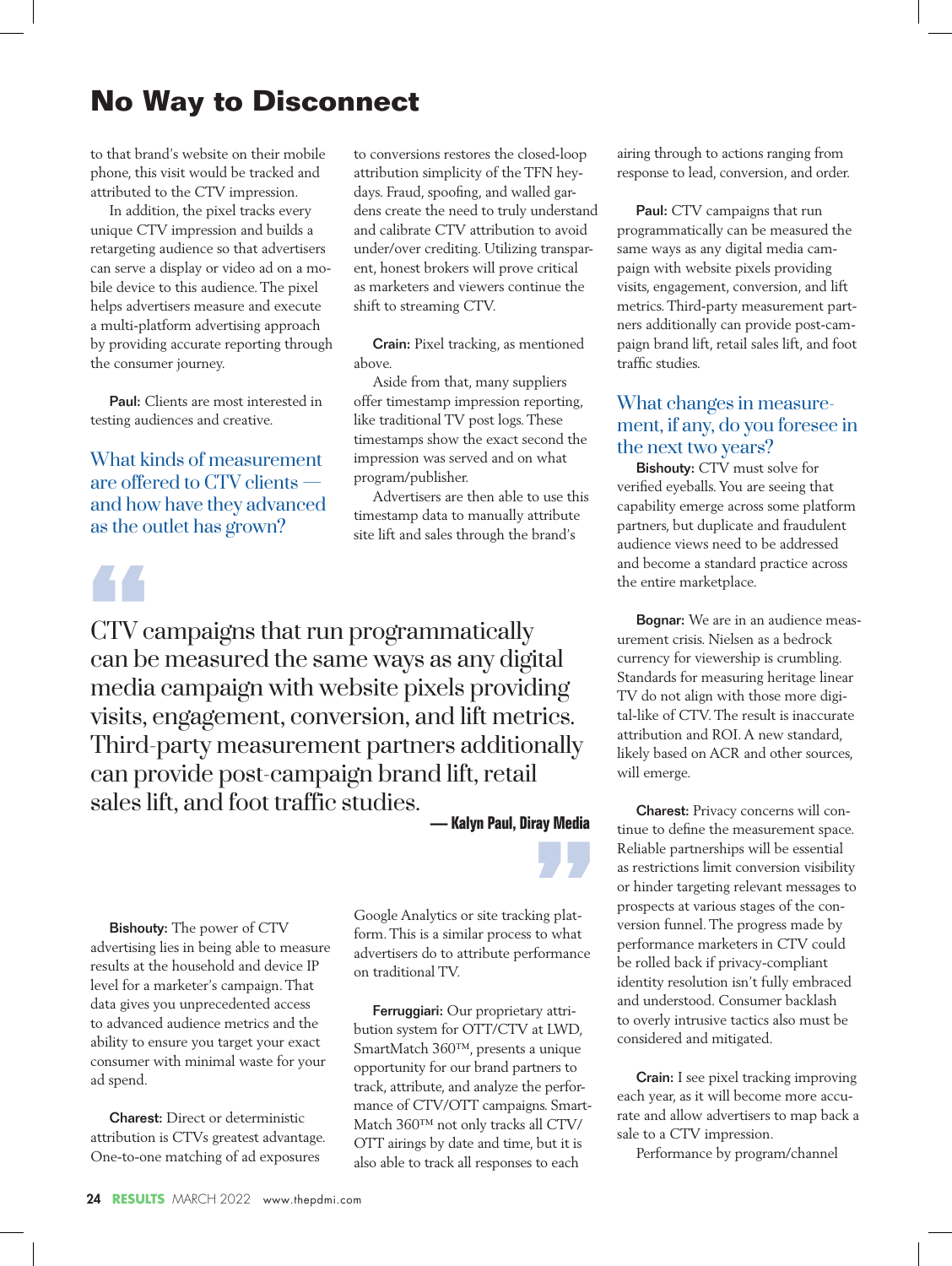# No Way to Disconnect

to that brand's website on their mobile phone, this visit would be tracked and attributed to the CTV impression.

In addition, the pixel tracks every unique CTV impression and builds a retargeting audience so that advertisers can serve a display or video ad on a mobile device to this audience. The pixel helps advertisers measure and execute a multi-platform advertising approach by providing accurate reporting through the consumer journey.

**Paul:** Clients are most interested in testing audiences and creative.

## What kinds of measurement are offered to CTV clients — and how have they advanced as the outlet has grown?

> CTV campaigns that run programmatically can be measured the same ways as any digital media campaign with website pixels providing visits, engagement, conversion, and lift metrics. Third-party measurement partners additionally can provide post-campaign brand lift, retail sales lift, and foot traffic studies.
>
> **— Kalyn Paul, Diray Media**

**Bishouty:** The power of CTV advertising lies in being able to measure results at the household and device IP level for a marketer's campaign. That data gives you unprecedented access to advanced audience metrics and the ability to ensure you target your exact consumer with minimal waste for your ad spend.

**Charest:** Direct or deterministic attribution is CTVs greatest advantage. One-to-one matching of ad exposures to conversions restores the closed-loop attribution simplicity of the TFN heydays. Fraud, spoofing, and walled gardens create the need to truly understand and calibrate CTV attribution to avoid under/over crediting. Utilizing transparent, honest brokers will prove critical as marketers and viewers continue the shift to streaming CTV.

**Crain:** Pixel tracking, as mentioned above.

Aside from that, many suppliers offer timestamp impression reporting, like traditional TV post logs. These timestamps show the exact second the impression was served and on what program/publisher.

Advertisers are then able to use this timestamp data to manually attribute site lift and sales through the brand's Google Analytics or site tracking platform. This is a similar process to what advertisers do to attribute performance on traditional TV.

**Ferruggiari:** Our proprietary attribution system for OTT/CTV at LWD, SmartMatch 360™, presents a unique opportunity for our brand partners to track, attribute, and analyze the performance of CTV/OTT campaigns. SmartMatch 360™ not only tracks all CTV/OTT airings by date and time, but it is also able to track all responses to each airing through to actions ranging from response to lead, conversion, and order.

**Paul:** CTV campaigns that run programmatically can be measured the same ways as any digital media campaign with website pixels providing visits, engagement, conversion, and lift metrics. Third-party measurement partners additionally can provide post-campaign brand lift, retail sales lift, and foot traffic studies.

## What changes in measurement, if any, do you foresee in the next two years?

**Bishouty:** CTV must solve for verified eyeballs. You are seeing that capability emerge across some platform partners, but duplicate and fraudulent audience views need to be addressed and become a standard practice across the entire marketplace.

**Bognar:** We are in an audience measurement crisis. Nielsen as a bedrock currency for viewership is crumbling. Standards for measuring heritage linear TV do not align with those more digital-like of CTV. The result is inaccurate attribution and ROI. A new standard, likely based on ACR and other sources, will emerge.

**Charest:** Privacy concerns will continue to define the measurement space. Reliable partnerships will be essential as restrictions limit conversion visibility or hinder targeting relevant messages to prospects at various stages of the conversion funnel. The progress made by performance marketers in CTV could be rolled back if privacy-compliant identity resolution isn't fully embraced and understood. Consumer backlash to overly intrusive tactics also must be considered and mitigated.

**Crain:** I see pixel tracking improving each year, as it will become more accurate and allow advertisers to map back a sale to a CTV impression.

Performance by program/channel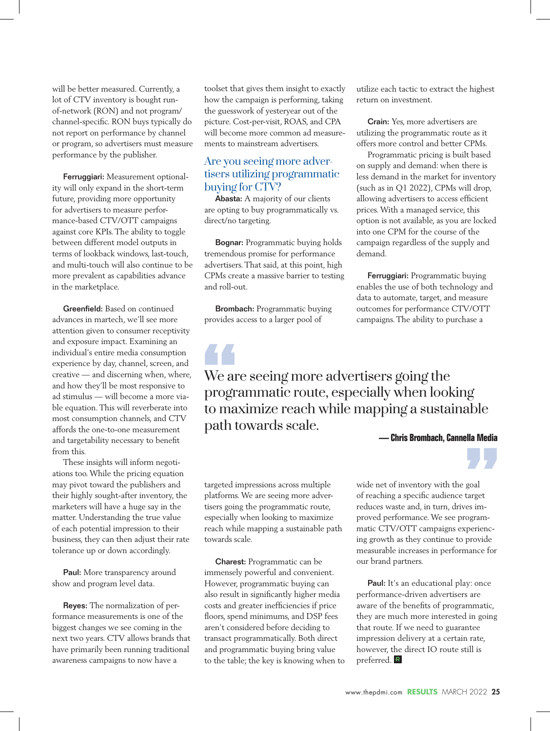will be better measured. Currently, a lot of CTV inventory is bought run-of-network (RON) and not program/channel-specific. RON buys typically do not report on performance by channel or program, so advertisers must measure performance by the publisher.

**Ferruggiari:** Measurement optionality will only expand in the short-term future, providing more opportunity for advertisers to measure performance-based CTV/OTT campaigns against core KPIs. The ability to toggle between different model outputs in terms of lookback windows, last-touch, and multi-touch will also continue to be more prevalent as capabilities advance in the marketplace.

**Greenfield:** Based on continued advances in martech, we'll see more attention given to consumer receptivity and exposure impact. Examining an individual's entire media consumption experience by day, channel, screen, and creative — and discerning when, where, and how they'll be most responsive to ad stimulus — will become a more viable equation. This will reverberate into most consumption channels, and CTV affords the one-to-one measurement and targetability necessary to benefit from this.

These insights will inform negotiations too. While the pricing equation may pivot toward the publishers and their highly sought-after inventory, the marketers will have a huge say in the matter. Understanding the true value of each potential impression to their business, they can then adjust their rate tolerance up or down accordingly.

**Paul:** More transparency around show and program level data.

**Reyes:** The normalization of performance measurements is one of the biggest changes we see coming in the next two years. CTV allows brands that have primarily been running traditional awareness campaigns to now have a toolset that gives them insight to exactly how the campaign is performing, taking the guesswork of yesteryear out of the picture. Cost-per-visit, ROAS, and CPA will become more common ad measurements to mainstream advertisers.

## Are you seeing more advertisers utilizing programmatic buying for CTV?

**Abasta:** A majority of our clients are opting to buy programmatically vs. direct/no targeting.

**Bognar:** Programmatic buying holds tremendous promise for performance advertisers. That said, at this point, high CPMs create a massive barrier to testing and roll-out.

**Brombach:** Programmatic buying provides access to a larger pool of targeted impressions across multiple platforms. We are seeing more advertisers going the programmatic route, especially when looking to maximize reach while mapping a sustainable path towards scale.

> We are seeing more advertisers going the programmatic route, especially when looking to maximize reach while mapping a sustainable path towards scale.
>
> — Chris Brombach, Cannella Media

**Charest:** Programmatic can be immensely powerful and convenient. However, programmatic buying can also result in significantly higher media costs and greater inefficiencies if price floors, spend minimums, and DSP fees aren't considered before deciding to transact programmatically. Both direct and programmatic buying bring value to the table; the key is knowing when to utilize each tactic to extract the highest return on investment.

**Crain:** Yes, more advertisers are utilizing the programmatic route as it offers more control and better CPMs.

Programmatic pricing is built based on supply and demand: when there is less demand in the market for inventory (such as in Q1 2022), CPMs will drop, allowing advertisers to access efficient prices. With a managed service, this option is not available, as you are locked into one CPM for the course of the campaign regardless of the supply and demand.

**Ferruggiari:** Programmatic buying enables the use of both technology and data to automate, target, and measure outcomes for performance CTV/OTT campaigns. The ability to purchase a wide net of inventory with the goal of reaching a specific audience target reduces waste and, in turn, drives improved performance. We see programmatic CTV/OTT campaigns experiencing growth as they continue to provide measurable increases in performance for our brand partners.

**Paul:** It's an educational play: once performance-driven advertisers are aware of the benefits of programmatic, they are much more interested in going that route. If we need to guarantee impression delivery at a certain rate, however, the direct IO route still is preferred.